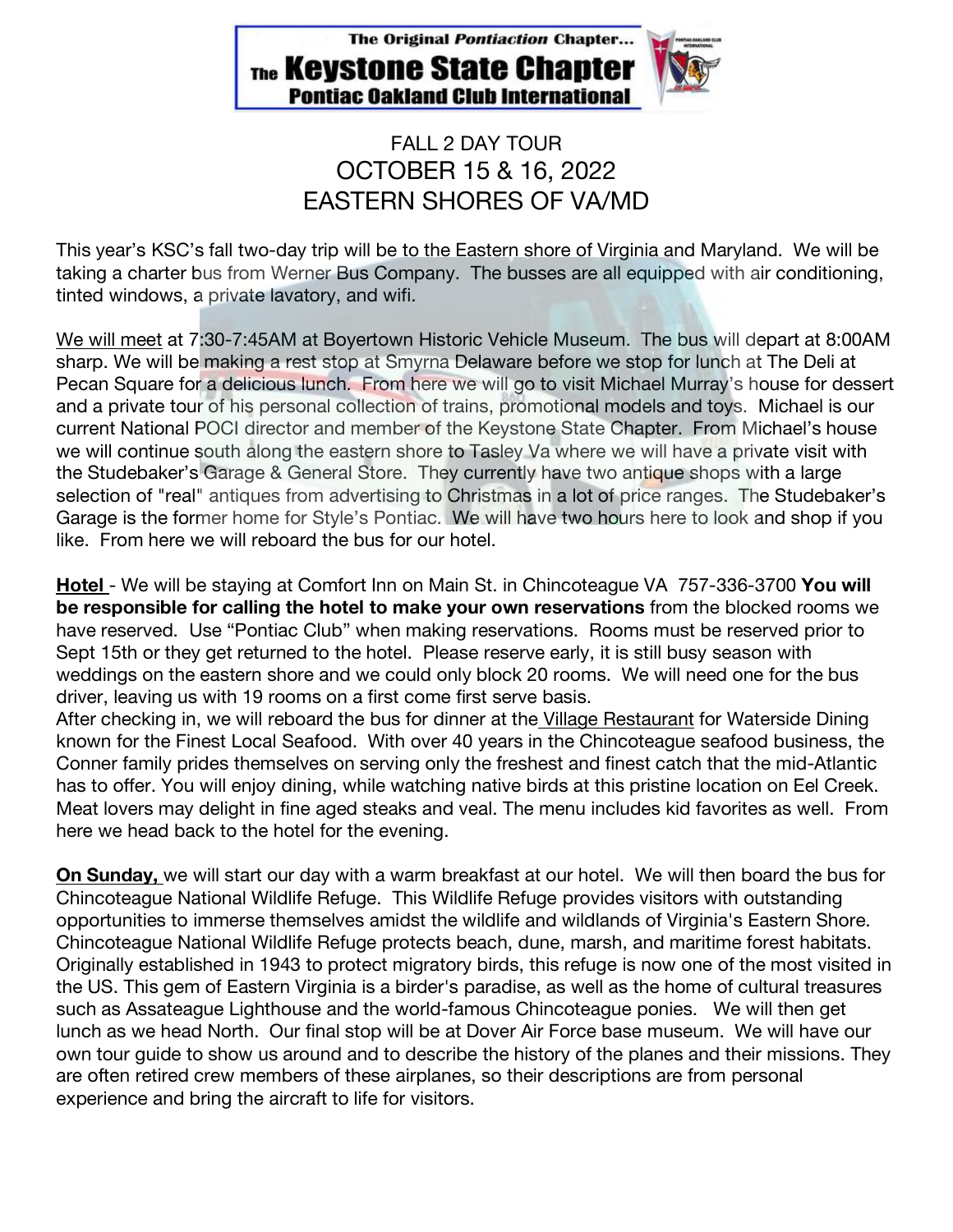The Original *Pontiaction* Chapter...
**The Keystone State Chapter**
**Pontiac Oakland Club International**

# FALL 2 DAY TOUR
# OCTOBER 15 & 16, 2022
# EASTERN SHORES OF VA/MD

This year's KSC's fall two-day trip will be to the Eastern shore of Virginia and Maryland. We will be taking a charter bus from Werner Bus Company. The busses are all equipped with air conditioning, tinted windows, a private lavatory, and wifi.

We will meet at 7:30-7:45AM at Boyertown Historic Vehicle Museum. The bus will depart at 8:00AM sharp. We will be making a rest stop at Smyrna Delaware before we stop for lunch at The Deli at Pecan Square for a delicious lunch. From here we will go to visit Michael Murray's house for dessert and a private tour of his personal collection of trains, promotional models and toys. Michael is our current National POCI director and member of the Keystone State Chapter. From Michael's house we will continue south along the eastern shore to Tasley Va where we will have a private visit with the Studebaker's Garage & General Store. They currently have two antique shops with a large selection of "real" antiques from advertising to Christmas in a lot of price ranges. The Studebaker's Garage is the former home for Style's Pontiac. We will have two hours here to look and shop if you like. From here we will reboard the bus for our hotel.

**Hotel** - We will be staying at Comfort Inn on Main St. in Chincoteague VA 757-336-3700 **You will be responsible for calling the hotel to make your own reservations** from the blocked rooms we have reserved. Use "Pontiac Club" when making reservations. Rooms must be reserved prior to Sept 15th or they get returned to the hotel. Please reserve early, it is still busy season with weddings on the eastern shore and we could only block 20 rooms. We will need one for the bus driver, leaving us with 19 rooms on a first come first serve basis.

After checking in, we will reboard the bus for dinner at the Village Restaurant for Waterside Dining known for the Finest Local Seafood. With over 40 years in the Chincoteague seafood business, the Conner family prides themselves on serving only the freshest and finest catch that the mid-Atlantic has to offer. You will enjoy dining, while watching native birds at this pristine location on Eel Creek. Meat lovers may delight in fine aged steaks and veal. The menu includes kid favorites as well. From here we head back to the hotel for the evening.

**On Sunday,** we will start our day with a warm breakfast at our hotel. We will then board the bus for Chincoteague National Wildlife Refuge. This Wildlife Refuge provides visitors with outstanding opportunities to immerse themselves amidst the wildlife and wildlands of Virginia's Eastern Shore. Chincoteague National Wildlife Refuge protects beach, dune, marsh, and maritime forest habitats. Originally established in 1943 to protect migratory birds, this refuge is now one of the most visited in the US. This gem of Eastern Virginia is a birder's paradise, as well as the home of cultural treasures such as Assateague Lighthouse and the world-famous Chincoteague ponies. We will then get lunch as we head North. Our final stop will be at Dover Air Force base museum. We will have our own tour guide to show us around and to describe the history of the planes and their missions. They are often retired crew members of these airplanes, so their descriptions are from personal experience and bring the aircraft to life for visitors.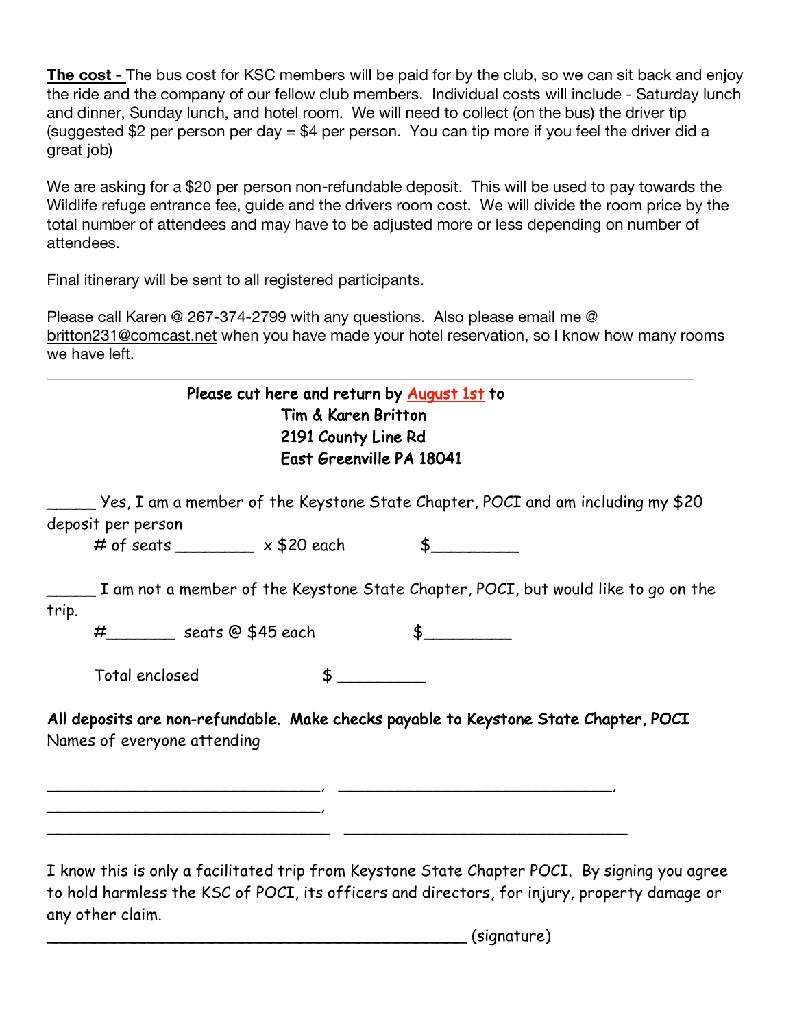**The cost** - The bus cost for KSC members will be paid for by the club, so we can sit back and enjoy the ride and the company of our fellow club members. Individual costs will include - Saturday lunch and dinner, Sunday lunch, and hotel room. We will need to collect (on the bus) the driver tip (suggested $2 per person per day = $4 per person. You can tip more if you feel the driver did a great job)

We are asking for a $20 per person non-refundable deposit. This will be used to pay towards the Wildlife refuge entrance fee, guide and the drivers room cost. We will divide the room price by the total number of attendees and may have to be adjusted more or less depending on number of attendees.

Final itinerary will be sent to all registered participants.

Please call Karen @ 267-374-2799 with any questions. Also please email me @ britton231@comcast.net when you have made your hotel reservation, so I know how many rooms we have left.

---

Please cut here and return by August 1st to
Tim & Karen Britton
2191 County Line Rd
East Greenville PA 18041

_____ Yes, I am a member of the Keystone State Chapter, POCI and am including my $20 deposit per person

# of seats ________ x $20 each $_________

_____ I am not a member of the Keystone State Chapter, POCI, but would like to go on the trip.

#_______ seats @ $45 each $_________

Total enclosed $ _________

**All deposits are non-refundable. Make checks payable to Keystone State Chapter, POCI**

Names of everyone attending

_____________________________, _____________________________,
_____________________________,
_____________________________ _____________________________

I know this is only a facilitated trip from Keystone State Chapter POCI. By signing you agree to hold harmless the KSC of POCI, its officers and directors, for injury, property damage or any other claim.

_____________________________________________ (signature)